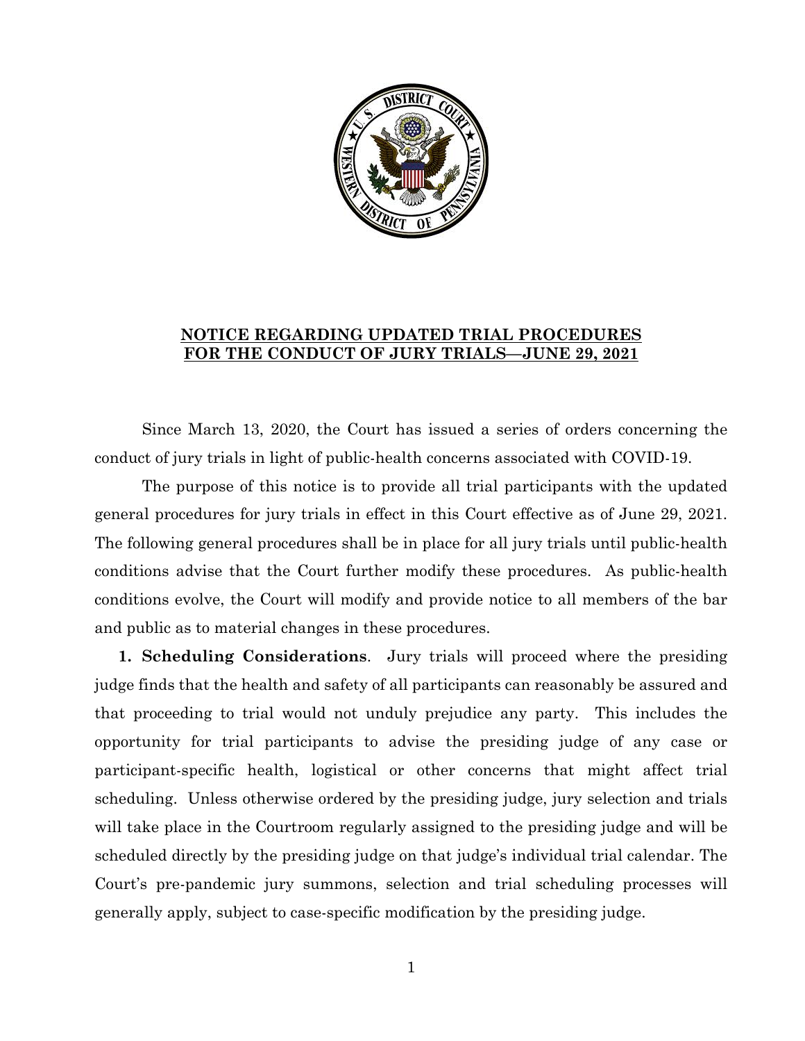**NOTICE REGARDING UPDATED TRIAL PROCEDURES FOR THE CONDUCT OF JURY TRIALS—JUNE 29, 2021**

Since March 13, 2020, the Court has issued a series of orders concerning the conduct of jury trials in light of public-health concerns associated with COVID-19.

The purpose of this notice is to provide all trial participants with the updated general procedures for jury trials in effect in this Court effective as of June 29, 2021. The following general procedures shall be in place for all jury trials until public-health conditions advise that the Court further modify these procedures. As public-health conditions evolve, the Court will modify and provide notice to all members of the bar and public as to material changes in these procedures.

**1. Scheduling Considerations**. Jury trials will proceed where the presiding judge finds that the health and safety of all participants can reasonably be assured and that proceeding to trial would not unduly prejudice any party. This includes the opportunity for trial participants to advise the presiding judge of any case or participant-specific health, logistical or other concerns that might affect trial scheduling. Unless otherwise ordered by the presiding judge, jury selection and trials will take place in the Courtroom regularly assigned to the presiding judge and will be scheduled directly by the presiding judge on that judge's individual trial calendar. The Court's pre-pandemic jury summons, selection and trial scheduling processes will generally apply, subject to case-specific modification by the presiding judge.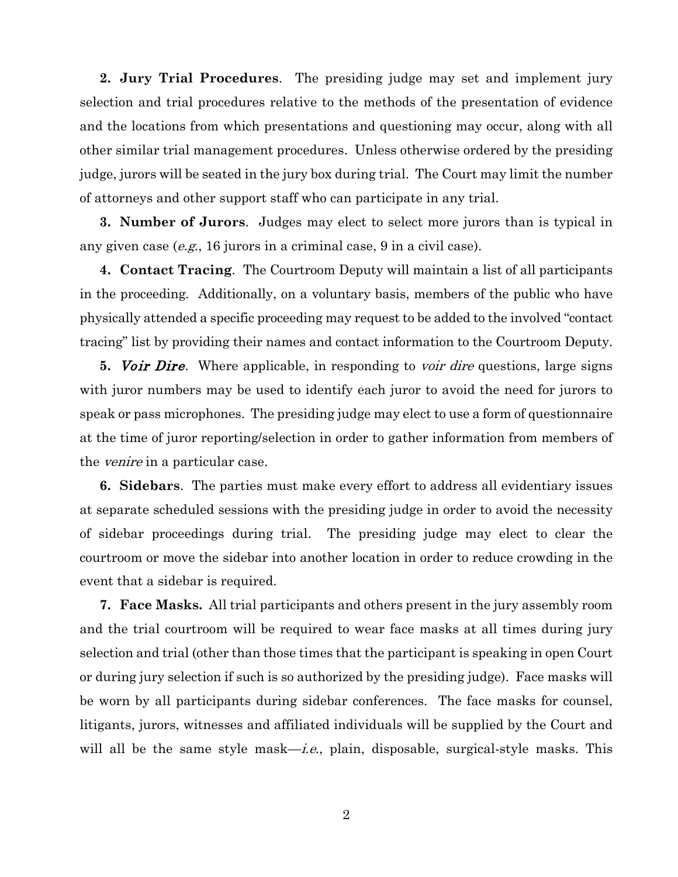**2. Jury Trial Procedures**. The presiding judge may set and implement jury selection and trial procedures relative to the methods of the presentation of evidence and the locations from which presentations and questioning may occur, along with all other similar trial management procedures. Unless otherwise ordered by the presiding judge, jurors will be seated in the jury box during trial. The Court may limit the number of attorneys and other support staff who can participate in any trial.

**3. Number of Jurors**. Judges may elect to select more jurors than is typical in any given case (*e.g.*, 16 jurors in a criminal case, 9 in a civil case).

**4. Contact Tracing**. The Courtroom Deputy will maintain a list of all participants in the proceeding. Additionally, on a voluntary basis, members of the public who have physically attended a specific proceeding may request to be added to the involved "contact tracing" list by providing their names and contact information to the Courtroom Deputy.

**5. *Voir Dire*.** Where applicable, in responding to *voir dire* questions, large signs with juror numbers may be used to identify each juror to avoid the need for jurors to speak or pass microphones. The presiding judge may elect to use a form of questionnaire at the time of juror reporting/selection in order to gather information from members of the *venire* in a particular case.

**6. Sidebars**. The parties must make every effort to address all evidentiary issues at separate scheduled sessions with the presiding judge in order to avoid the necessity of sidebar proceedings during trial. The presiding judge may elect to clear the courtroom or move the sidebar into another location in order to reduce crowding in the event that a sidebar is required.

**7. Face Masks.** All trial participants and others present in the jury assembly room and the trial courtroom will be required to wear face masks at all times during jury selection and trial (other than those times that the participant is speaking in open Court or during jury selection if such is so authorized by the presiding judge). Face masks will be worn by all participants during sidebar conferences. The face masks for counsel, litigants, jurors, witnesses and affiliated individuals will be supplied by the Court and will all be the same style mask—*i.e.*, plain, disposable, surgical-style masks. This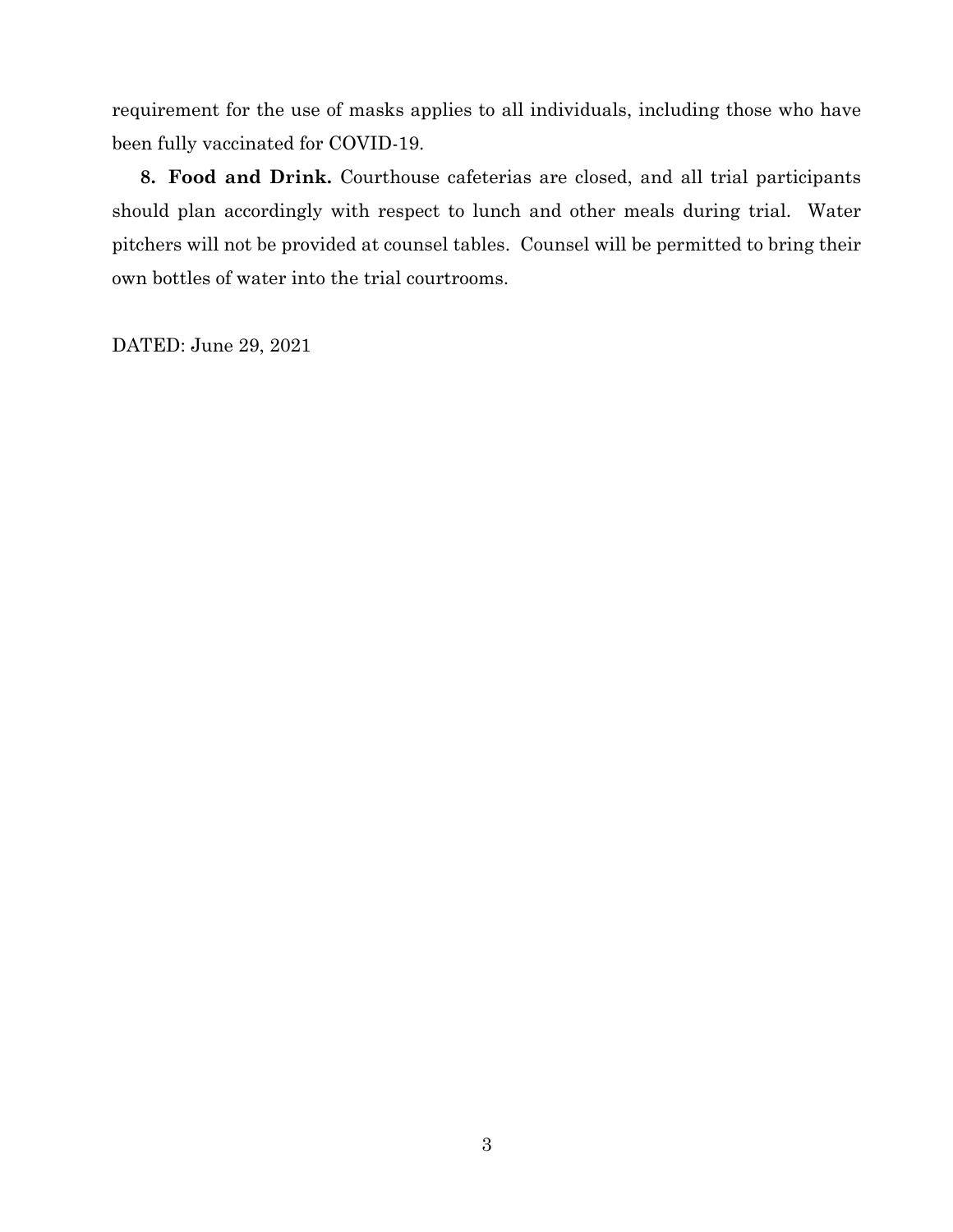requirement for the use of masks applies to all individuals, including those who have been fully vaccinated for COVID-19.

**8. Food and Drink.** Courthouse cafeterias are closed, and all trial participants should plan accordingly with respect to lunch and other meals during trial. Water pitchers will not be provided at counsel tables. Counsel will be permitted to bring their own bottles of water into the trial courtrooms.

DATED: June 29, 2021